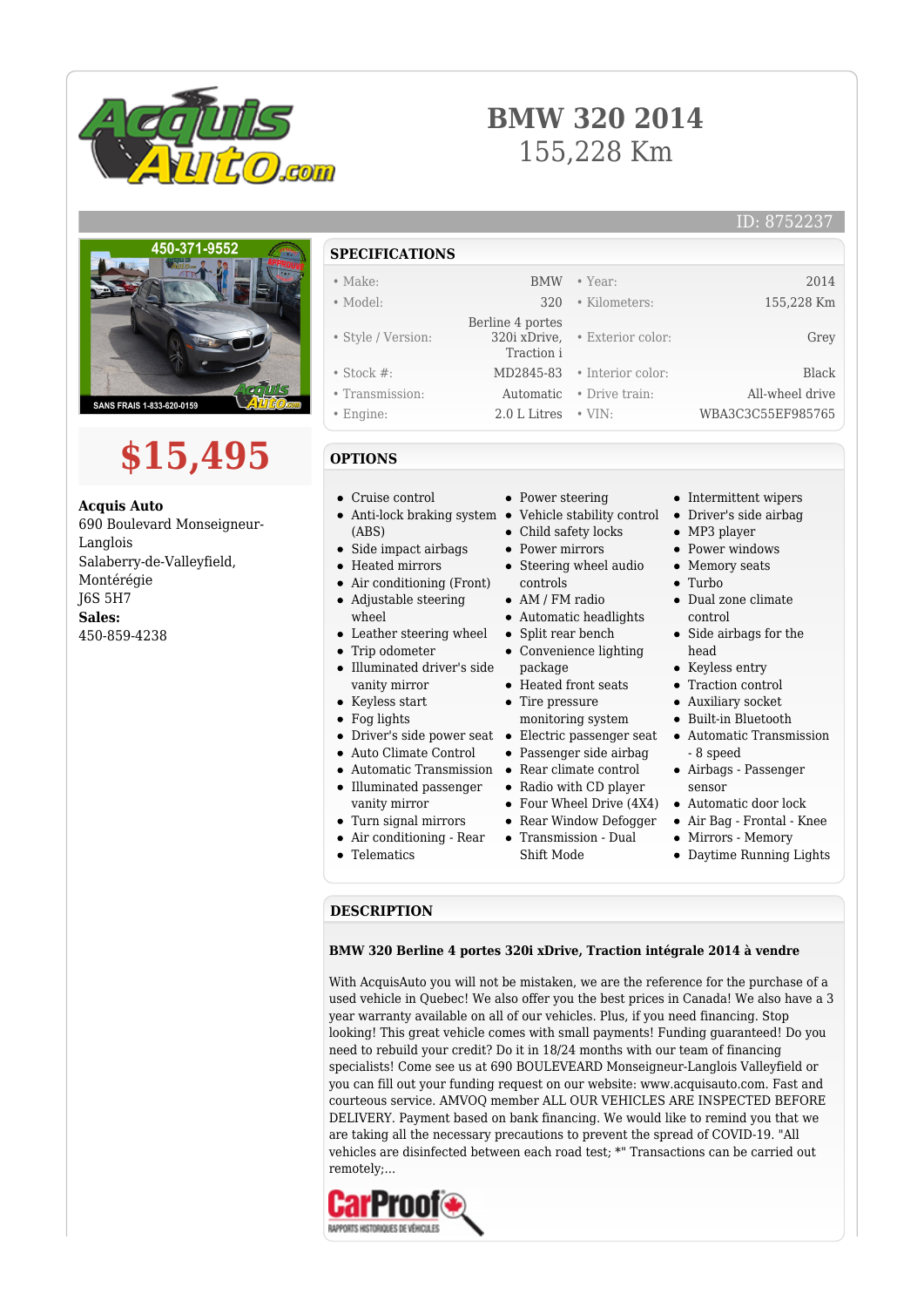# BMW 320 2014

155,228 Km

ID: 8752237

## $15,495

**Acquis Auto**
690 Boulevard Monseigneur-Langlois
Salaberry-de-Valleyfield, Montérégie
J6S 5H7
**Sales:**
450-859-4238

## SPECIFICATIONS

| | | | |
|---|---|---|---|
| • Make: | BMW | • Year: | 2014 |
| • Model: | 320 | • Kilometers: | 155,228 Km |
| • Style / Version: | Berline 4 portes 320i xDrive, Traction i | • Exterior color: | Grey |
| • Stock #: | MD2845-83 | • Interior color: | Black |
| • Transmission: | Automatic | • Drive train: | All-wheel drive |
| • Engine: | 2.0 L Litres | • VIN: | WBA3C3C55EF985765 |

## OPTIONS

- Cruise control
- Anti-lock braking system (ABS)
- Side impact airbags
- Heated mirrors
- Air conditioning (Front)
- Adjustable steering wheel
- Leather steering wheel
- Trip odometer
- Illuminated driver's side vanity mirror
- Keyless start
- Fog lights
- Driver's side power seat
- Auto Climate Control
- Automatic Transmission
- Illuminated passenger vanity mirror
- Turn signal mirrors
- Air conditioning - Rear
- Telematics
- Power steering
- Vehicle stability control
- Child safety locks
- Power mirrors
- Steering wheel audio controls
- AM / FM radio
- Automatic headlights
- Split rear bench
- Convenience lighting package
- Heated front seats
- Tire pressure monitoring system
- Electric passenger seat
- Passenger side airbag
- Rear climate control
- Radio with CD player
- Four Wheel Drive (4X4)
- Rear Window Defogger
- Transmission - Dual Shift Mode
- Intermittent wipers
- Driver's side airbag
- MP3 player
- Power windows
- Memory seats
- Turbo
- Dual zone climate control
- Side airbags for the head
- Keyless entry
- Traction control
- Auxiliary socket
- Built-in Bluetooth
- Automatic Transmission - 8 speed
- Airbags - Passenger sensor
- Automatic door lock
- Air Bag - Frontal - Knee
- Mirrors - Memory
- Daytime Running Lights

## DESCRIPTION

**BMW 320 Berline 4 portes 320i xDrive, Traction intégrale 2014 à vendre**

With AcquisAuto you will not be mistaken, we are the reference for the purchase of a used vehicle in Quebec! We also offer you the best prices in Canada! We also have a 3 year warranty available on all of our vehicles. Plus, if you need financing. Stop looking! This great vehicle comes with small payments! Funding guaranteed! Do you need to rebuild your credit? Do it in 18/24 months with our team of financing specialists! Come see us at 690 BOULEVEARD Monseigneur-Langlois Valleyfield or you can fill out your funding request on our website: www.acquisauto.com. Fast and courteous service. AMVOQ member ALL OUR VEHICLES ARE INSPECTED BEFORE DELIVERY. Payment based on bank financing. We would like to remind you that we are taking all the necessary precautions to prevent the spread of COVID-19. "All vehicles are disinfected between each road test; *" Transactions can be carried out remotely;...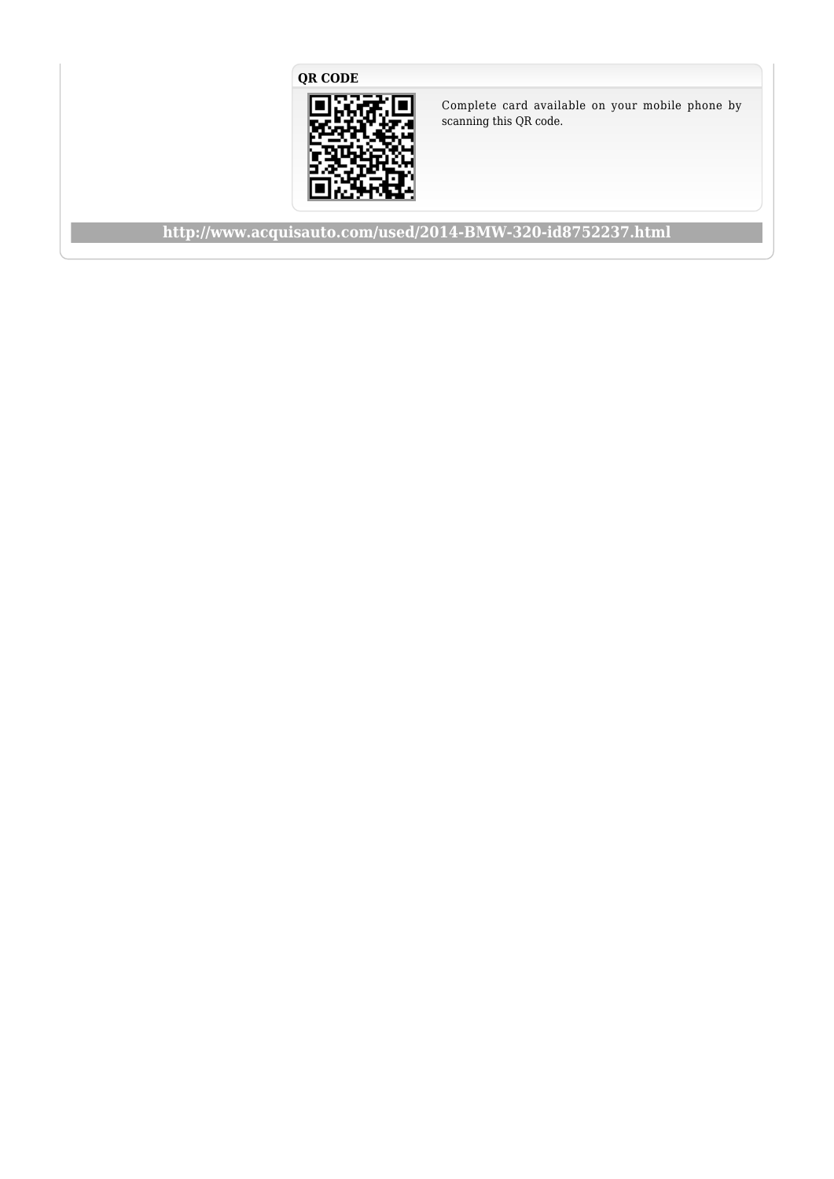**QR CODE**

Complete card available on your mobile phone by scanning this QR code.

**http://www.acquisauto.com/used/2014-BMW-320-id8752237.html**